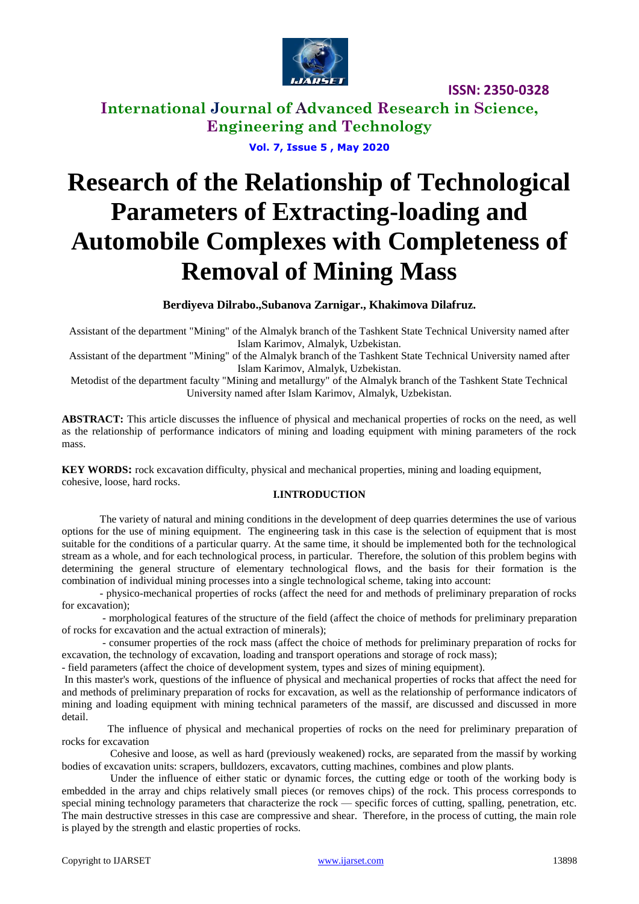# Research of the Relationship of Technological Parameters of Extracting-loading and Automobile Complexes with Completeness of Removal of Mining Mass

**Berdiyeva Dilrabo.,Subanova Zarnigar., Khakimova Dilafruz.**

Assistant of the department "Mining" of the Almalyk branch of the Tashkent State Technical University named after Islam Karimov, Almalyk, Uzbekistan.

Assistant of the department "Mining" of the Almalyk branch of the Tashkent State Technical University named after Islam Karimov, Almalyk, Uzbekistan.

Metodist of the department faculty "Mining and metallurgy" of the Almalyk branch of the Tashkent State Technical University named after Islam Karimov, Almalyk, Uzbekistan.

**ABSTRACT:** This article discusses the influence of physical and mechanical properties of rocks on the need, as well as the relationship of performance indicators of mining and loading equipment with mining parameters of the rock mass.

**KEY WORDS:** rock excavation difficulty, physical and mechanical properties, mining and loading equipment, cohesive, loose, hard rocks.

## I.INTRODUCTION

The variety of natural and mining conditions in the development of deep quarries determines the use of various options for the use of mining equipment. The engineering task in this case is the selection of equipment that is most suitable for the conditions of a particular quarry. At the same time, it should be implemented both for the technological stream as a whole, and for each technological process, in particular. Therefore, the solution of this problem begins with determining the general structure of elementary technological flows, and the basis for their formation is the combination of individual mining processes into a single technological scheme, taking into account:

- physico-mechanical properties of rocks (affect the need for and methods of preliminary preparation of rocks for excavation);
- morphological features of the structure of the field (affect the choice of methods for preliminary preparation of rocks for excavation and the actual extraction of minerals);
- consumer properties of the rock mass (affect the choice of methods for preliminary preparation of rocks for excavation, the technology of excavation, loading and transport operations and storage of rock mass);
- field parameters (affect the choice of development system, types and sizes of mining equipment).

In this master's work, questions of the influence of physical and mechanical properties of rocks that affect the need for and methods of preliminary preparation of rocks for excavation, as well as the relationship of performance indicators of mining and loading equipment with mining technical parameters of the massif, are discussed and discussed in more detail.

The influence of physical and mechanical properties of rocks on the need for preliminary preparation of rocks for excavation

Cohesive and loose, as well as hard (previously weakened) rocks, are separated from the massif by working bodies of excavation units: scrapers, bulldozers, excavators, cutting machines, combines and plow plants.

Under the influence of either static or dynamic forces, the cutting edge or tooth of the working body is embedded in the array and chips relatively small pieces (or removes chips) of the rock. This process corresponds to special mining technology parameters that characterize the rock — specific forces of cutting, spalling, penetration, etc. The main destructive stresses in this case are compressive and shear. Therefore, in the process of cutting, the main role is played by the strength and elastic properties of rocks.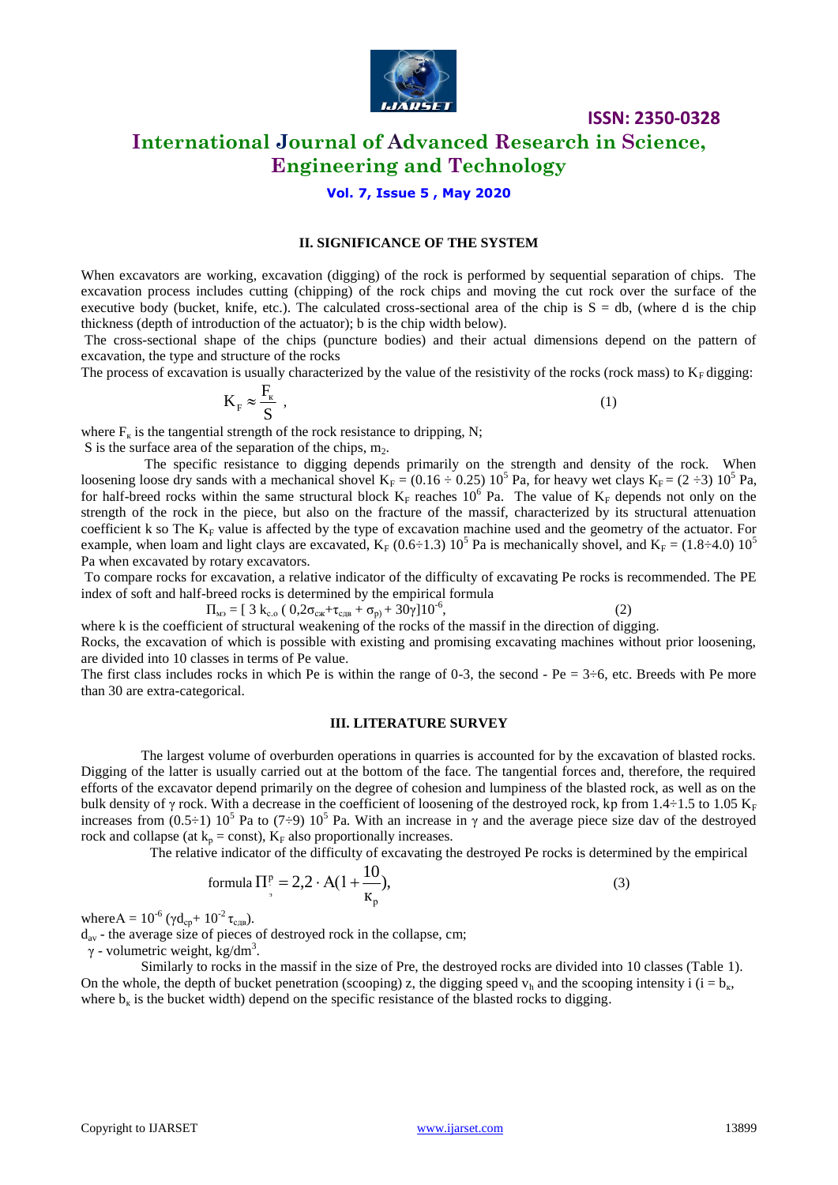## II. SIGNIFICANCE OF THE SYSTEM

When excavators are working, excavation (digging) of the rock is performed by sequential separation of chips. The excavation process includes cutting (chipping) of the rock chips and moving the cut rock over the surface of the executive body (bucket, knife, etc.). The calculated cross-sectional area of the chip is S = db, (where d is the chip thickness (depth of introduction of the actuator); b is the chip width below).

The cross-sectional shape of the chips (puncture bodies) and their actual dimensions depend on the pattern of excavation, the type and structure of the rocks

The process of excavation is usually characterized by the value of the resistivity of the rocks (rock mass) to $K_F$ digging:

$$K_F \approx \frac{F_к}{S}, \qquad (1)$$

where $F_к$ is the tangential strength of the rock resistance to dripping, N;

S is the surface area of the separation of the chips, $m_2$.

The specific resistance to digging depends primarily on the strength and density of the rock. When loosening loose dry sands with a mechanical shovel $K_F = (0.16 \div 0.25)\ 10^5$ Pa, for heavy wet clays $K_F = (2 \div 3)\ 10^5$ Pa, for half-breed rocks within the same structural block $K_F$ reaches $10^6$ Pa. The value of $K_F$ depends not only on the strength of the rock in the piece, but also on the fracture of the massif, characterized by its structural attenuation coefficient k so The $K_F$ value is affected by the type of excavation machine used and the geometry of the actuator. For example, when loam and light clays are excavated, $K_F\ (0.6 \div 1.3)\ 10^5$ Pa is mechanically shovel, and $K_F = (1.8 \div 4.0)\ 10^5$ Pa when excavated by rotary excavators.

To compare rocks for excavation, a relative indicator of the difficulty of excavating Pe rocks is recommended. The PE index of soft and half-breed rocks is determined by the empirical formula

$$П_{мэ} = [\ 3\ k_{с.о}\ (\ 0{,}2\sigma_{сж} + \tau_{сдв} + \sigma_{р}) + 30\gamma]10^{-6}, \qquad (2)$$

where k is the coefficient of structural weakening of the rocks of the massif in the direction of digging.

Rocks, the excavation of which is possible with existing and promising excavating machines without prior loosening, are divided into 10 classes in terms of Pe value.

The first class includes rocks in which Pe is within the range of 0-3, the second - Pe = 3÷6, etc. Breeds with Pe more than 30 are extra-categorical.

## III. LITERATURE SURVEY

The largest volume of overburden operations in quarries is accounted for by the excavation of blasted rocks. Digging of the latter is usually carried out at the bottom of the face. The tangential forces and, therefore, the required efforts of the excavator depend primarily on the degree of cohesion and lumpiness of the blasted rock, as well as on the bulk density of γ rock. With a decrease in the coefficient of loosening of the destroyed rock, kp from 1.4÷1.5 to 1.05 $K_F$ increases from $(0.5 \div 1)\ 10^5$ Pa to $(7 \div 9)\ 10^5$ Pa. With an increase in γ and the average piece size dav of the destroyed rock and collapse (at $k_p$ = const), $K_F$ also proportionally increases.

The relative indicator of the difficulty of excavating the destroyed Pe rocks is determined by the empirical formula

$$П_э^р = 2{,}2 \cdot A\left(1 + \frac{10}{к_р}\right), \qquad (3)$$

where $A = 10^{-6}\ (\gamma d_{ср} + 10^{-2}\ \tau_{сдв})$.

$d_{av}$ - the average size of pieces of destroyed rock in the collapse, cm;

γ - volumetric weight, $kg/dm^3$.

Similarly to rocks in the massif in the size of Pre, the destroyed rocks are divided into 10 classes (Table 1). On the whole, the depth of bucket penetration (scooping) z, the digging speed $v_h$ and the scooping intensity i ($i = b_к$, where $b_к$ is the bucket width) depend on the specific resistance of the blasted rocks to digging.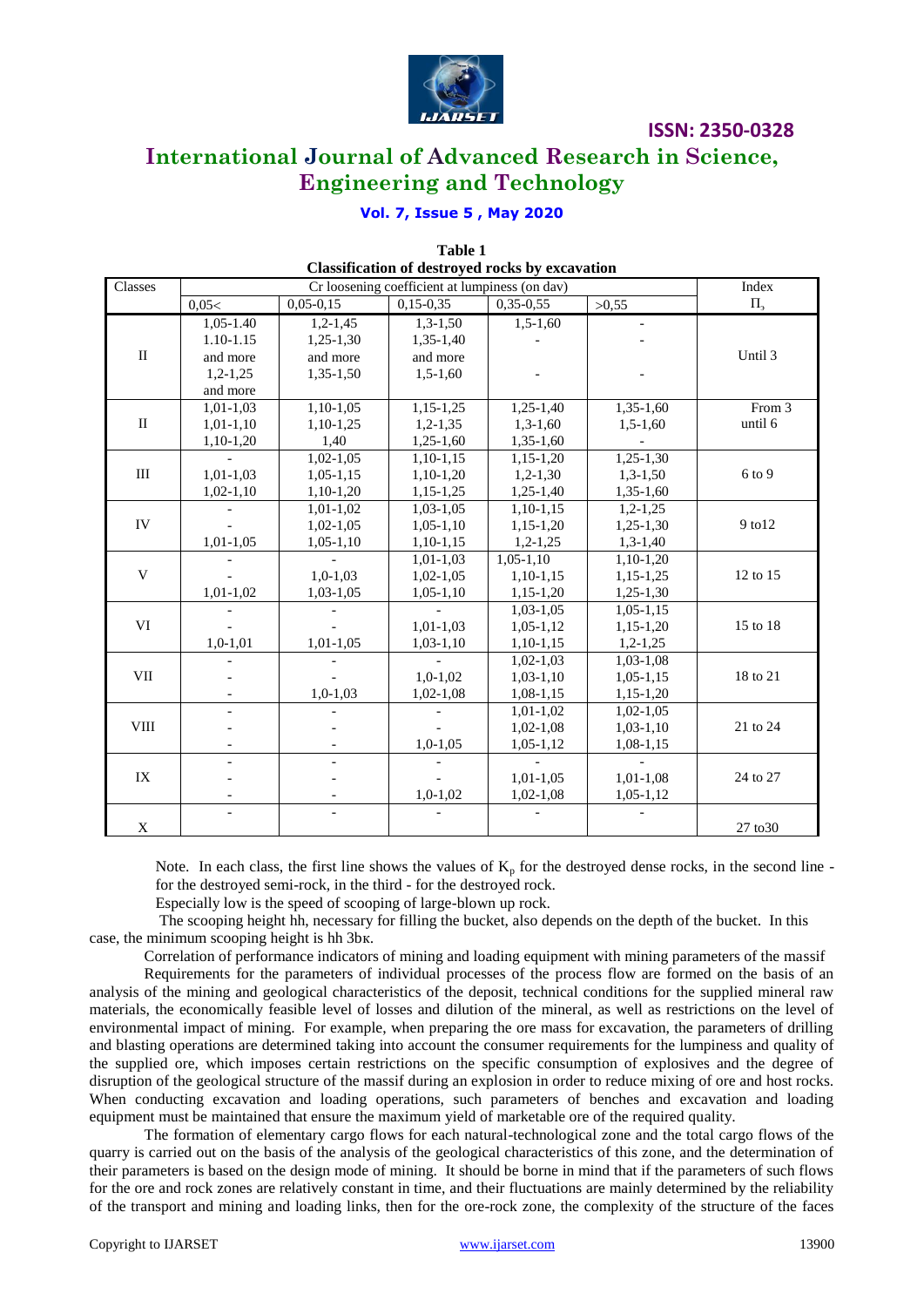**Table 1**
**Classification of destroyed rocks by excavation**

| Classes | Cr loosening coefficient at lumpiness (on dav) | | | | | Index |
|---|---|---|---|---|---|---|
| | 0,05< | 0,05-0,15 | 0,15-0,35 | 0,35-0,55 | >0,55 | П, |
| II | 1,05-1.40<br>1.10-1.15<br>and more<br>1,2-1,25<br>and more | 1,2-1,45<br>1,25-1,30<br>and more<br>1,35-1,50 | 1,3-1,50<br>1,35-1,40<br>and more<br>1,5-1,60 | 1,5-1,60<br>-<br><br>- | -<br>-<br><br>- | Until 3 |
| II | 1,01-1,03<br>1,01-1,10<br>1,10-1,20 | 1,10-1,05<br>1,10-1,25<br>1,40 | 1,15-1,25<br>1,2-1,35<br>1,25-1,60 | 1,25-1,40<br>1,3-1,60<br>1,35-1,60 | 1,35-1,60<br>1,5-1,60<br>- | From 3 until 6 |
| III | -<br>1,01-1,03<br>1,02-1,10 | 1,02-1,05<br>1,05-1,15<br>1,10-1,20 | 1,10-1,15<br>1,10-1,20<br>1,15-1,25 | 1,15-1,20<br>1,2-1,30<br>1,25-1,40 | 1,25-1,30<br>1,3-1,50<br>1,35-1,60 | 6 to 9 |
| IV | -<br>-<br>1,01-1,05 | 1,01-1,02<br>1,02-1,05<br>1,05-1,10 | 1,03-1,05<br>1,05-1,10<br>1,10-1,15 | 1,10-1,15<br>1,15-1,20<br>1,2-1,25 | 1,2-1,25<br>1,25-1,30<br>1,3-1,40 | 9 to12 |
| V | -<br>-<br>1,01-1,02 | -<br>1,0-1,03<br>1,03-1,05 | 1,01-1,03<br>1,02-1,05<br>1,05-1,10 | 1,05-1,10<br>1,10-1,15<br>1,15-1,20 | 1,10-1,20<br>1,15-1,25<br>1,25-1,30 | 12 to 15 |
| VI | -<br>-<br>1,0-1,01 | -<br>-<br>1,01-1,05 | -<br>1,01-1,03<br>1,03-1,10 | 1,03-1,05<br>1,05-1,12<br>1,10-1,15 | 1,05-1,15<br>1,15-1,20<br>1,2-1,25 | 15 to 18 |
| VII | -<br>-<br>- | -<br>-<br>1,0-1,03 | -<br>1,0-1,02<br>1,02-1,08 | 1,02-1,03<br>1,03-1,10<br>1,08-1,15 | 1,03-1,08<br>1,05-1,15<br>1,15-1,20 | 18 to 21 |
| VIII | -<br>-<br>- | -<br>-<br>- | -<br>-<br>1,0-1,05 | 1,01-1,02<br>1,02-1,08<br>1,05-1,12 | 1,02-1,05<br>1,03-1,10<br>1,08-1,15 | 21 to 24 |
| IX | -<br>-<br>- | -<br>-<br>- | -<br>-<br>1,0-1,02 | -<br>1,01-1,05<br>1,02-1,08 | -<br>1,01-1,08<br>1,05-1,12 | 24 to 27 |
| X | - | - | - | - | - | 27 to30 |

Note. In each class, the first line shows the values of $K_p$ for the destroyed dense rocks, in the second line - for the destroyed semi-rock, in the third - for the destroyed rock.

Especially low is the speed of scooping of large-blown up rock.

The scooping height hh, necessary for filling the bucket, also depends on the depth of the bucket. In this case, the minimum scooping height is hh 3bк.

Correlation of performance indicators of mining and loading equipment with mining parameters of the massif

Requirements for the parameters of individual processes of the process flow are formed on the basis of an analysis of the mining and geological characteristics of the deposit, technical conditions for the supplied mineral raw materials, the economically feasible level of losses and dilution of the mineral, as well as restrictions on the level of environmental impact of mining. For example, when preparing the ore mass for excavation, the parameters of drilling and blasting operations are determined taking into account the consumer requirements for the lumpiness and quality of the supplied ore, which imposes certain restrictions on the specific consumption of explosives and the degree of disruption of the geological structure of the massif during an explosion in order to reduce mixing of ore and host rocks. When conducting excavation and loading operations, such parameters of benches and excavation and loading equipment must be maintained that ensure the maximum yield of marketable ore of the required quality.

The formation of elementary cargo flows for each natural-technological zone and the total cargo flows of the quarry is carried out on the basis of the analysis of the geological characteristics of this zone, and the determination of their parameters is based on the design mode of mining. It should be borne in mind that if the parameters of such flows for the ore and rock zones are relatively constant in time, and their fluctuations are mainly determined by the reliability of the transport and mining and loading links, then for the ore-rock zone, the complexity of the structure of the faces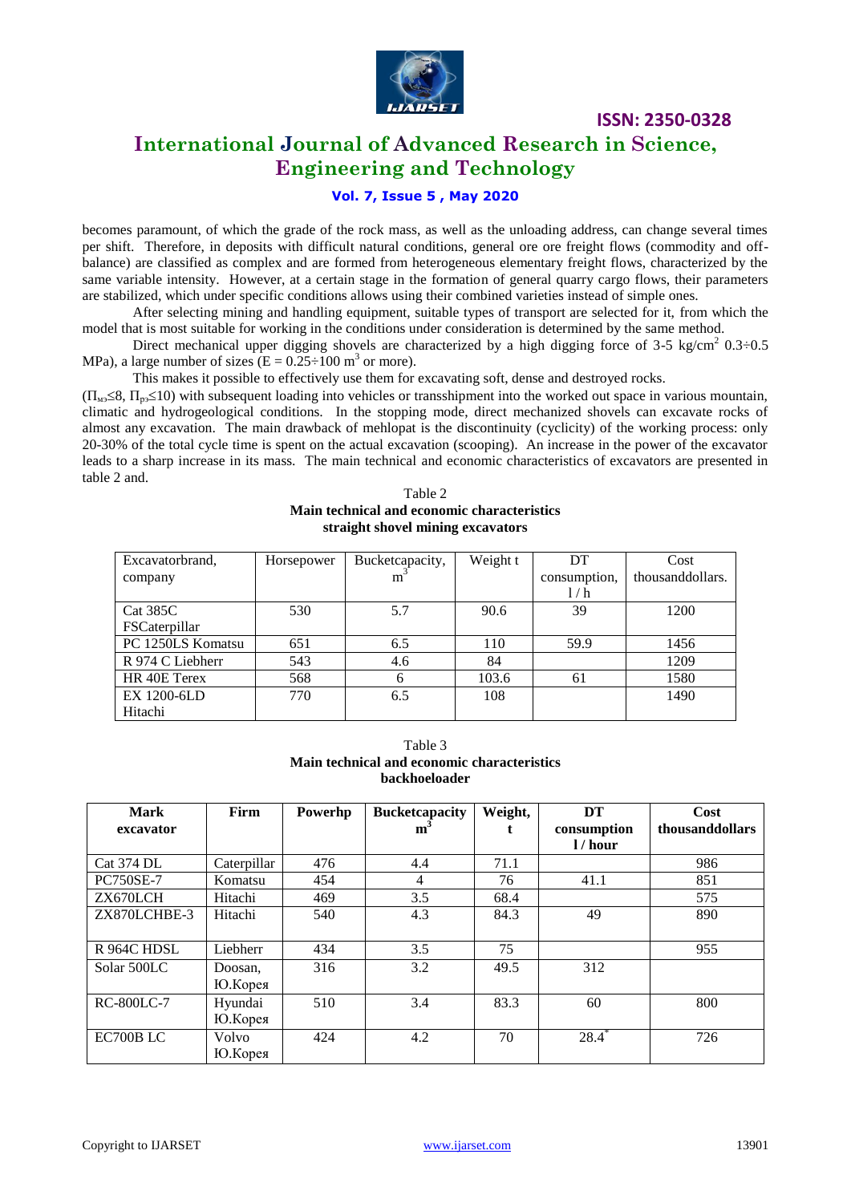becomes paramount, of which the grade of the rock mass, as well as the unloading address, can change several times per shift. Therefore, in deposits with difficult natural conditions, general ore ore freight flows (commodity and off-balance) are classified as complex and are formed from heterogeneous elementary freight flows, characterized by the same variable intensity. However, at a certain stage in the formation of general quarry cargo flows, their parameters are stabilized, which under specific conditions allows using their combined varieties instead of simple ones.

After selecting mining and handling equipment, suitable types of transport are selected for it, from which the model that is most suitable for working in the conditions under consideration is determined by the same method.

Direct mechanical upper digging shovels are characterized by a high digging force of 3-5 kg/cm$^2$ 0.3÷0.5 MPa), a large number of sizes (E = 0.25÷100 m$^3$ or more).

This makes it possible to effectively use them for excavating soft, dense and destroyed rocks.

($П_{мз}$≤8, $П_{рз}$≤10) with subsequent loading into vehicles or transshipment into the worked out space in various mountain, climatic and hydrogeological conditions. In the stopping mode, direct mechanized shovels can excavate rocks of almost any excavation. The main drawback of mehlopat is the discontinuity (cyclicity) of the working process: only 20-30% of the total cycle time is spent on the actual excavation (scooping). An increase in the power of the excavator leads to a sharp increase in its mass. The main technical and economic characteristics of excavators are presented in table 2 and.

Table 2
**Main technical and economic characteristics straight shovel mining excavators**

| Excavatorbrand, company | Horsepower | Bucketcapacity, m$^3$ | Weight t | DT consumption, l / h | Cost thousanddollars. |
|---|---|---|---|---|---|
| Cat 385C FSCaterpillar | 530 | 5.7 | 90.6 | 39 | 1200 |
| PC 1250LS Komatsu | 651 | 6.5 | 110 | 59.9 | 1456 |
| R 974 C Liebherr | 543 | 4.6 | 84 | | 1209 |
| HR 40E Terex | 568 | 6 | 103.6 | 61 | 1580 |
| EX 1200-6LD Hitachi | 770 | 6.5 | 108 | | 1490 |

Table 3
**Main technical and economic characteristics backhoeloader**

| Mark excavator | Firm | Powerhp | Bucketcapacity m$^3$ | Weight, t | DT consumption l / hour | Cost thousanddollars |
|---|---|---|---|---|---|---|
| Cat 374 DL | Caterpillar | 476 | 4.4 | 71.1 | | 986 |
| PC750SE-7 | Komatsu | 454 | 4 | 76 | 41.1 | 851 |
| ZX670LCH | Hitachi | 469 | 3.5 | 68.4 | | 575 |
| ZX870LCHBE-3 | Hitachi | 540 | 4.3 | 84.3 | 49 | 890 |
| R 964C HDSL | Liebherr | 434 | 3.5 | 75 | | 955 |
| Solar 500LC | Doosan, Ю.Корея | 316 | 3.2 | 49.5 | 312 | |
| RC-800LC-7 | Hyundai Ю.Корея | 510 | 3.4 | 83.3 | 60 | 800 |
| EC700B LC | Volvo Ю.Корея | 424 | 4.2 | 70 | 28.4* | 726 |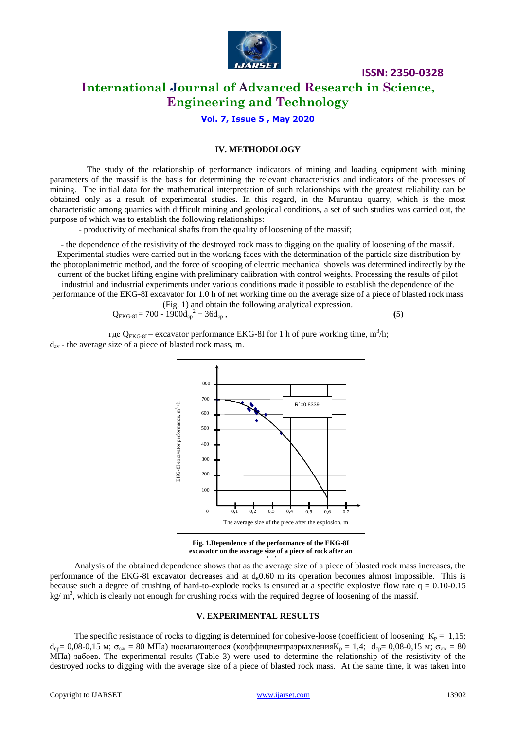## IV. METHODOLOGY

The study of the relationship of performance indicators of mining and loading equipment with mining parameters of the massif is the basis for determining the relevant characteristics and indicators of the processes of mining. The initial data for the mathematical interpretation of such relationships with the greatest reliability can be obtained only as a result of experimental studies. In this regard, in the Muruntau quarry, which is the most characteristic among quarries with difficult mining and geological conditions, a set of such studies was carried out, the purpose of which was to establish the following relationships:

- productivity of mechanical shafts from the quality of loosening of the massif;

- the dependence of the resistivity of the destroyed rock mass to digging on the quality of loosening of the massif.

Experimental studies were carried out in the working faces with the determination of the particle size distribution by the photoplanimetric method, and the force of scooping of electric mechanical shovels was determined indirectly by the current of the bucket lifting engine with preliminary calibration with control weights. Processing the results of pilot industrial and industrial experiments under various conditions made it possible to establish the dependence of the performance of the EKG-8I excavator for 1.0 h of net working time on the average size of a piece of blasted rock mass (Fig. 1) and obtain the following analytical expression.

$$Q_{EKG\text{-}8I} = 700 - 1900d_{cp}^2 + 36d_{cp}, \quad (5)$$

где $Q_{EKG\text{-}8I}$ – excavator performance EKG-8I for 1 h of pure working time, $m^3/h$;
$d_{av}$ - the average size of a piece of blasted rock mass, m.

**Fig. 1.Dependence of the performance of the EKG-8I excavator on the average size of a piece of rock after an explosion**

Analysis of the obtained dependence shows that as the average size of a piece of blasted rock mass increases, the performance of the EKG-8I excavator decreases and at $d_к$0.60 m its operation becomes almost impossible. This is because such a degree of crushing of hard-to-explode rocks is ensured at a specific explosive flow rate q = 0.10-0.15 kg/ $m^3$, which is clearly not enough for crushing rocks with the required degree of loosening of the massif.

## V. EXPERIMENTAL RESULTS

The specific resistance of rocks to digging is determined for cohesive-loose (coefficient of loosening $К_р$ = 1,15; $d_{cp}$= 0,08-0,15 м; $\sigma_{сж}$ = 80 МПа) иосыпающегося (коэффициентразрыхления$К_р$ = 1,4; $d_{cp}$= 0,08-0,15 м; $\sigma_{сж}$ = 80 МПа) забоев. The experimental results (Table 3) were used to determine the relationship of the resistivity of the destroyed rocks to digging with the average size of a piece of blasted rock mass. At the same time, it was taken into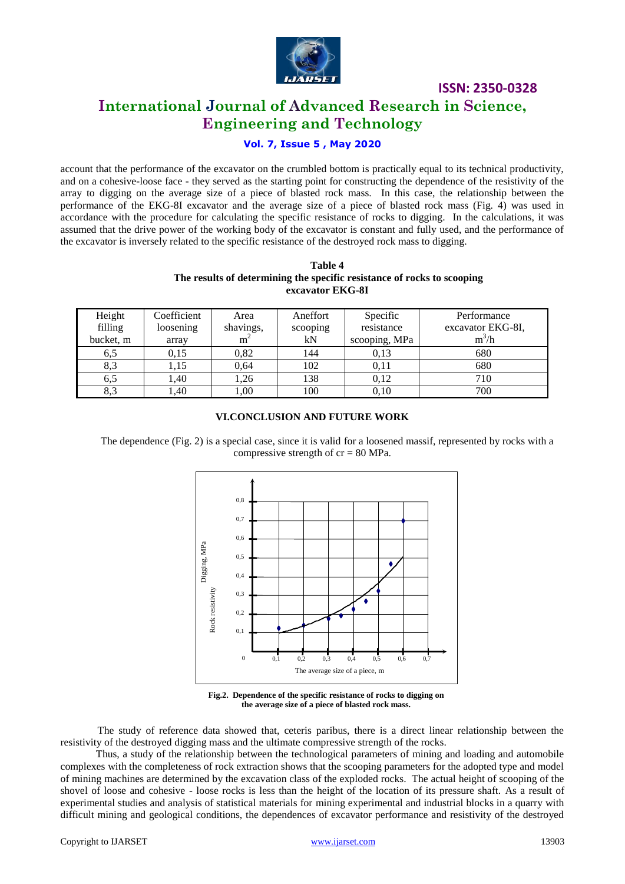account that the performance of the excavator on the crumbled bottom is practically equal to its technical productivity, and on a cohesive-loose face - they served as the starting point for constructing the dependence of the resistivity of the array to digging on the average size of a piece of blasted rock mass. In this case, the relationship between the performance of the EKG-8I excavator and the average size of a piece of blasted rock mass (Fig. 4) was used in accordance with the procedure for calculating the specific resistance of rocks to digging. In the calculations, it was assumed that the drive power of the working body of the excavator is constant and fully used, and the performance of the excavator is inversely related to the specific resistance of the destroyed rock mass to digging.

**Table 4**
**The results of determining the specific resistance of rocks to scooping excavator EKG-8I**

| Height filling bucket, m | Coefficient loosening array | Area shavings, $m^2$ | Aneffort scooping kN | Specific resistance scooping, MPa | Performance excavator EKG-8I, $m^3/h$ |
|---|---|---|---|---|---|
| 6,5 | 0,15 | 0,82 | 144 | 0,13 | 680 |
| 8,3 | 1,15 | 0,64 | 102 | 0,11 | 680 |
| 6,5 | 1,40 | 1,26 | 138 | 0,12 | 710 |
| 8,3 | 1,40 | 1,00 | 100 | 0,10 | 700 |

## VI.CONCLUSION AND FUTURE WORK

The dependence (Fig. 2) is a special case, since it is valid for a loosened massif, represented by rocks with a compressive strength of cr = 80 MPa.

Fig.2. Dependence of the specific resistance of rocks to digging on the average size of a piece of blasted rock mass.

The study of reference data showed that, ceteris paribus, there is a direct linear relationship between the resistivity of the destroyed digging mass and the ultimate compressive strength of the rocks.

Thus, a study of the relationship between the technological parameters of mining and loading and automobile complexes with the completeness of rock extraction shows that the scooping parameters for the adopted type and model of mining machines are determined by the excavation class of the exploded rocks. The actual height of scooping of the shovel of loose and cohesive - loose rocks is less than the height of the location of its pressure shaft. As a result of experimental studies and analysis of statistical materials for mining experimental and industrial blocks in a quarry with difficult mining and geological conditions, the dependences of excavator performance and resistivity of the destroyed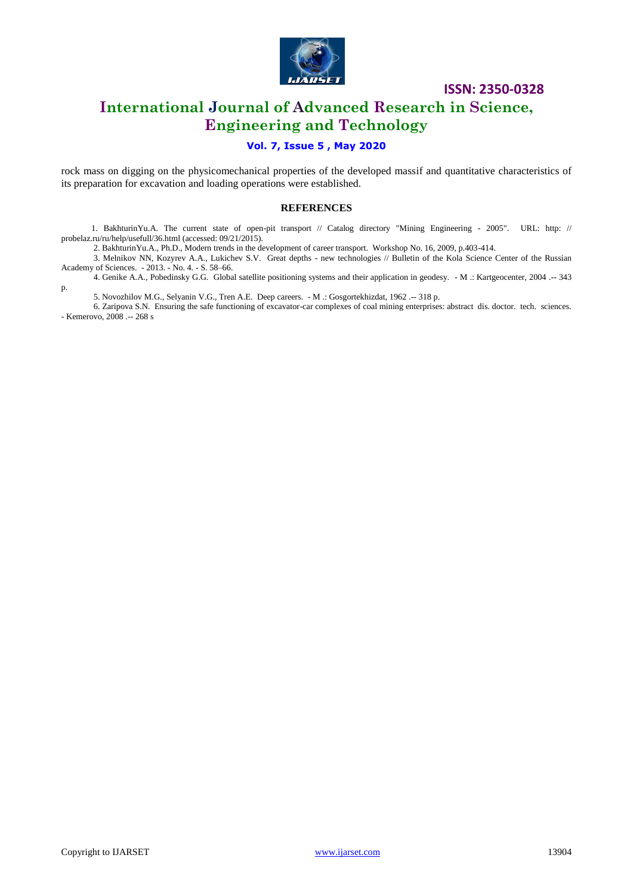rock mass on digging on the physicomechanical properties of the developed massif and quantitative characteristics of its preparation for excavation and loading operations were established.

## REFERENCES

1. BakhturinYu.A. The current state of open-pit transport // Catalog directory "Mining Engineering - 2005". URL: http: // probelaz.ru/ru/help/usefull/36.html (accessed: 09/21/2015).
2. BakhturinYu.A., Ph.D., Modern trends in the development of career transport. Workshop No. 16, 2009, p.403-414.
3. Melnikov NN, Kozyrev A.A., Lukichev S.V. Great depths - new technologies // Bulletin of the Kola Science Center of the Russian Academy of Sciences. - 2013. - No. 4. - S. 58–66.
4. Genike A.A., Pobedinsky G.G. Global satellite positioning systems and their application in geodesy. - M .: Kartgeocenter, 2004 .-- 343 p.
5. Novozhilov M.G., Selyanin V.G., Tren A.E. Deep careers. - M .: Gosgortekhizdat, 1962 .-- 318 p.
6. Zaripova S.N. Ensuring the safe functioning of excavator-car complexes of coal mining enterprises: abstract dis. doctor. tech. sciences. - Kemerovo, 2008 .-- 268 s